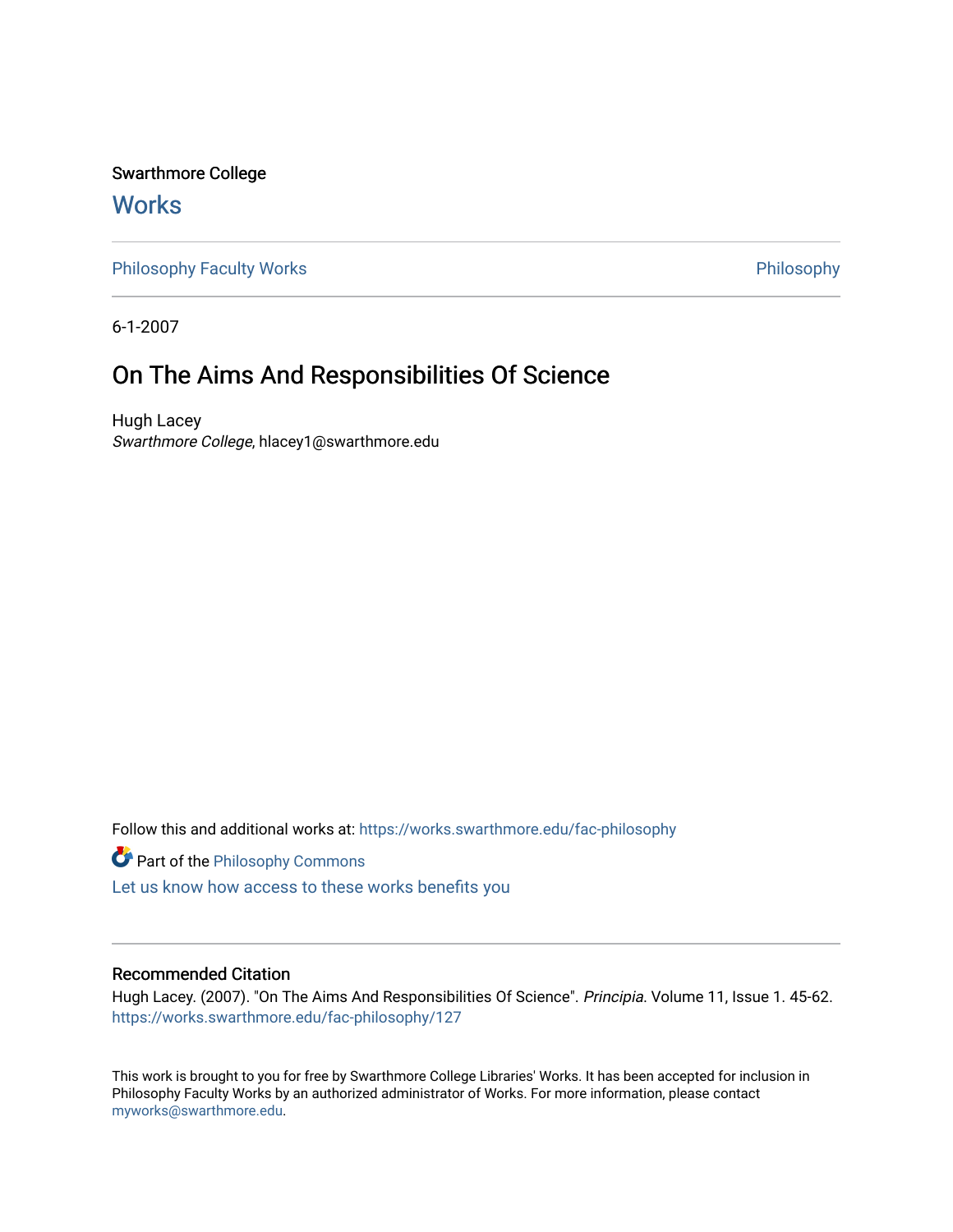Swarthmore College

# Works

Philosophy Faculty Works

Philosophy

6-1-2007

## On The Aims And Responsibilities Of Science

Hugh Lacey

*Swarthmore College*, hlacey1@swarthmore.edu

Follow this and additional works at: https://works.swarthmore.edu/fac-philosophy

Part of the Philosophy Commons

Let us know how access to these works benefits you

### Recommended Citation

Hugh Lacey. (2007). "On The Aims And Responsibilities Of Science". *Principia*. Volume 11, Issue 1. 45-62. https://works.swarthmore.edu/fac-philosophy/127

This work is brought to you for free by Swarthmore College Libraries' Works. It has been accepted for inclusion in Philosophy Faculty Works by an authorized administrator of Works. For more information, please contact myworks@swarthmore.edu.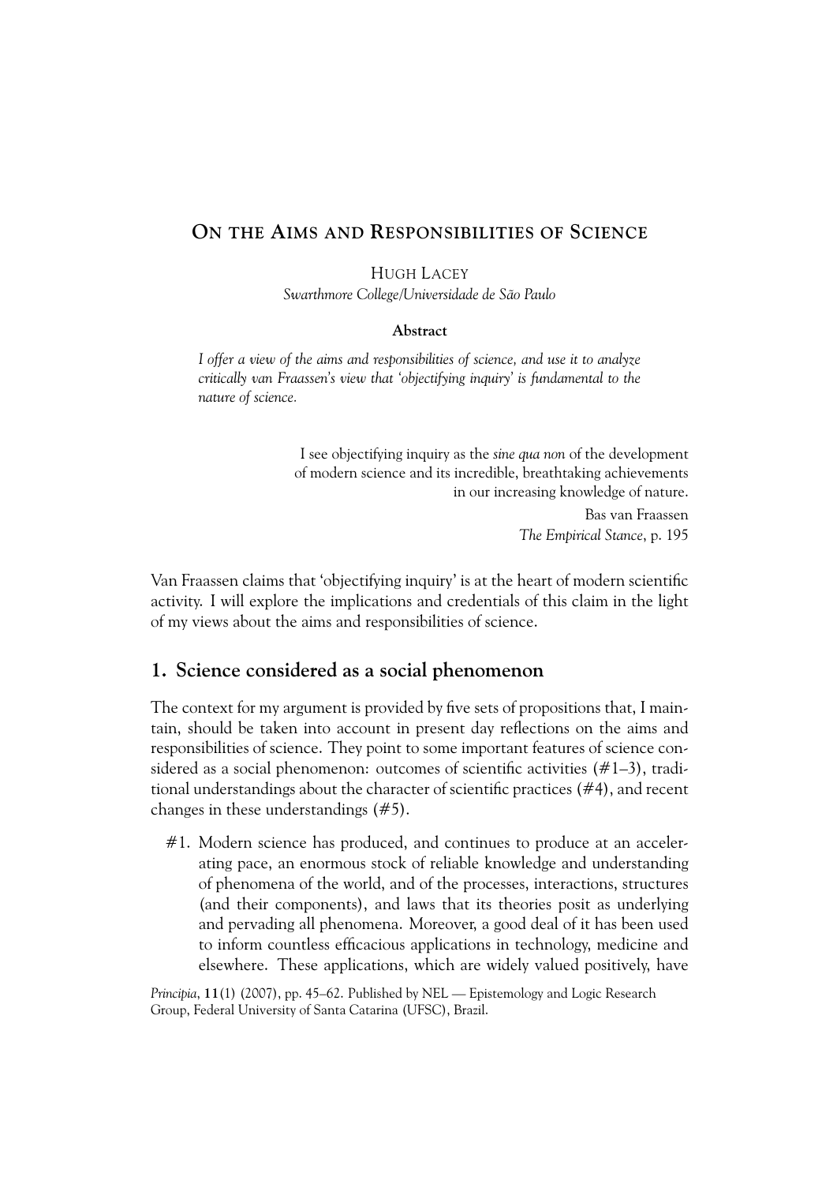# On the Aims and Responsibilities of Science

Hugh Lacey

*Swarthmore College/Universidade de São Paulo*

**Abstract**

*I offer a view of the aims and responsibilities of science, and use it to analyze critically van Fraassen's view that 'objectifying inquiry' is fundamental to the nature of science.*

> I see objectifying inquiry as the *sine qua non* of the development of modern science and its incredible, breathtaking achievements in our increasing knowledge of nature.
>
> Bas van Fraassen
> *The Empirical Stance*, p. 195

Van Fraassen claims that 'objectifying inquiry' is at the heart of modern scientific activity. I will explore the implications and credentials of this claim in the light of my views about the aims and responsibilities of science.

## 1. Science considered as a social phenomenon

The context for my argument is provided by five sets of propositions that, I maintain, should be taken into account in present day reflections on the aims and responsibilities of science. They point to some important features of science considered as a social phenomenon: outcomes of scientific activities (#1–3), traditional understandings about the character of scientific practices (#4), and recent changes in these understandings (#5).

#1. Modern science has produced, and continues to produce at an accelerating pace, an enormous stock of reliable knowledge and understanding of phenomena of the world, and of the processes, interactions, structures (and their components), and laws that its theories posit as underlying and pervading all phenomena. Moreover, a good deal of it has been used to inform countless efficacious applications in technology, medicine and elsewhere. These applications, which are widely valued positively, have

*Principia*, **11**(1) (2007), pp. 45–62. Published by NEL — Epistemology and Logic Research Group, Federal University of Santa Catarina (UFSC), Brazil.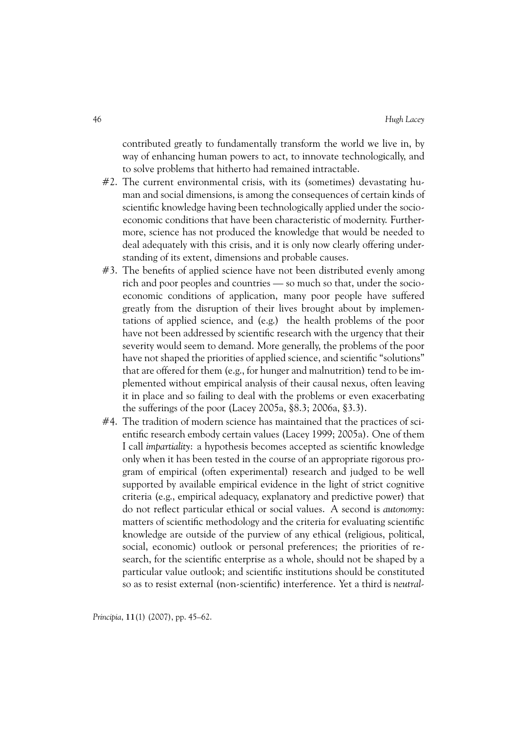contributed greatly to fundamentally transform the world we live in, by way of enhancing human powers to act, to innovate technologically, and to solve problems that hitherto had remained intractable.

#2. The current environmental crisis, with its (sometimes) devastating human and social dimensions, is among the consequences of certain kinds of scientific knowledge having been technologically applied under the socioeconomic conditions that have been characteristic of modernity. Furthermore, science has not produced the knowledge that would be needed to deal adequately with this crisis, and it is only now clearly offering understanding of its extent, dimensions and probable causes.

#3. The benefits of applied science have not been distributed evenly among rich and poor peoples and countries — so much so that, under the socioeconomic conditions of application, many poor people have suffered greatly from the disruption of their lives brought about by implementations of applied science, and (e.g.) the health problems of the poor have not been addressed by scientific research with the urgency that their severity would seem to demand. More generally, the problems of the poor have not shaped the priorities of applied science, and scientific "solutions" that are offered for them (e.g., for hunger and malnutrition) tend to be implemented without empirical analysis of their causal nexus, often leaving it in place and so failing to deal with the problems or even exacerbating the sufferings of the poor (Lacey 2005a, §8.3; 2006a, §3.3).

#4. The tradition of modern science has maintained that the practices of scientific research embody certain values (Lacey 1999; 2005a). One of them I call *impartiality*: a hypothesis becomes accepted as scientific knowledge only when it has been tested in the course of an appropriate rigorous program of empirical (often experimental) research and judged to be well supported by available empirical evidence in the light of strict cognitive criteria (e.g., empirical adequacy, explanatory and predictive power) that do not reflect particular ethical or social values. A second is *autonomy*: matters of scientific methodology and the criteria for evaluating scientific knowledge are outside of the purview of any ethical (religious, political, social, economic) outlook or personal preferences; the priorities of research, for the scientific enterprise as a whole, should not be shaped by a particular value outlook; and scientific institutions should be constituted so as to resist external (non-scientific) interference. Yet a third is *neutral-*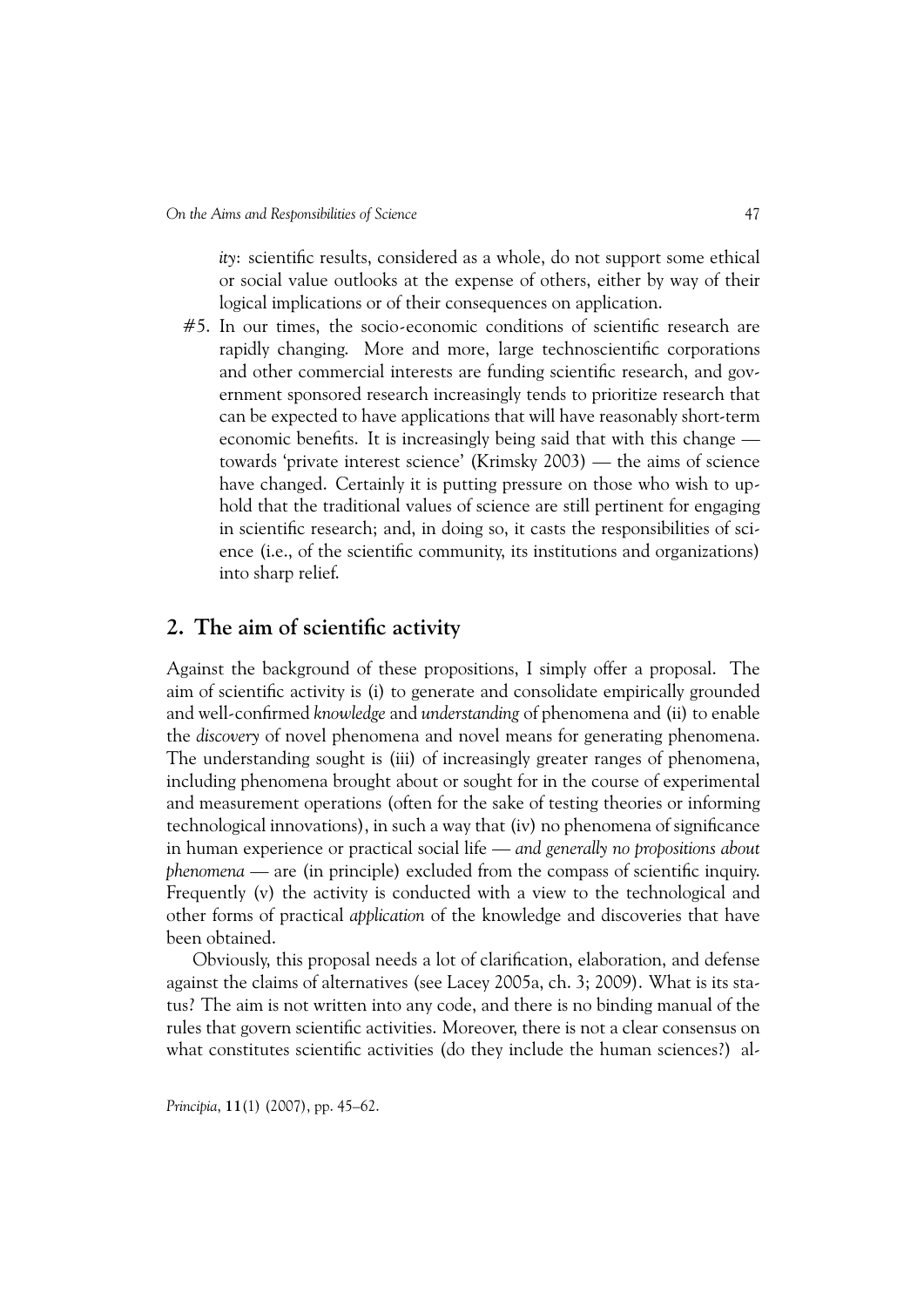*ity*: scientific results, considered as a whole, do not support some ethical or social value outlooks at the expense of others, either by way of their logical implications or of their consequences on application.

#5. In our times, the socio-economic conditions of scientific research are rapidly changing. More and more, large technoscientific corporations and other commercial interests are funding scientific research, and government sponsored research increasingly tends to prioritize research that can be expected to have applications that will have reasonably short-term economic benefits. It is increasingly being said that with this change — towards 'private interest science' (Krimsky 2003) — the aims of science have changed. Certainly it is putting pressure on those who wish to uphold that the traditional values of science are still pertinent for engaging in scientific research; and, in doing so, it casts the responsibilities of science (i.e., of the scientific community, its institutions and organizations) into sharp relief.

## 2. The aim of scientific activity

Against the background of these propositions, I simply offer a proposal. The aim of scientific activity is (i) to generate and consolidate empirically grounded and well-confirmed *knowledge* and *understanding* of phenomena and (ii) to enable the *discovery* of novel phenomena and novel means for generating phenomena. The understanding sought is (iii) of increasingly greater ranges of phenomena, including phenomena brought about or sought for in the course of experimental and measurement operations (often for the sake of testing theories or informing technological innovations), in such a way that (iv) no phenomena of significance in human experience or practical social life — *and generally no propositions about phenomena* — are (in principle) excluded from the compass of scientific inquiry. Frequently (v) the activity is conducted with a view to the technological and other forms of practical *application* of the knowledge and discoveries that have been obtained.

Obviously, this proposal needs a lot of clarification, elaboration, and defense against the claims of alternatives (see Lacey 2005a, ch. 3; 2009). What is its status? The aim is not written into any code, and there is no binding manual of the rules that govern scientific activities. Moreover, there is not a clear consensus on what constitutes scientific activities (do they include the human sciences?) al-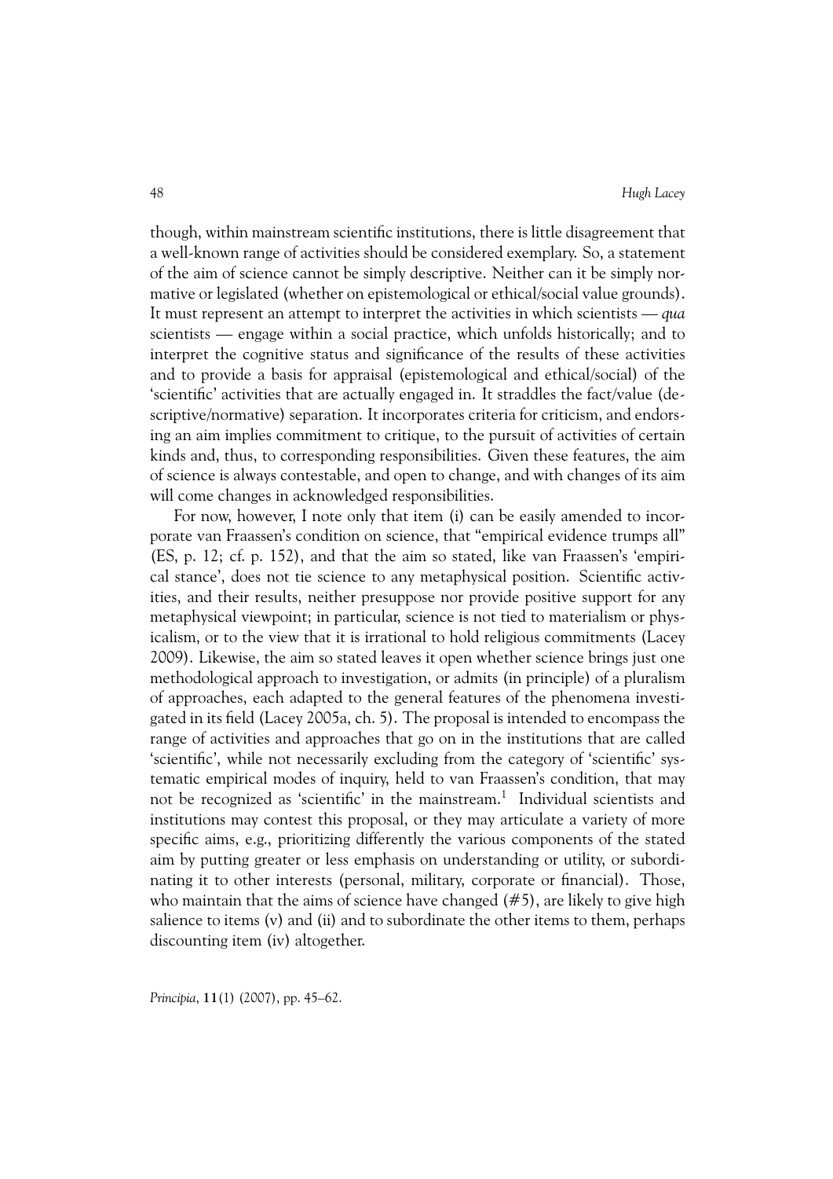though, within mainstream scientific institutions, there is little disagreement that a well-known range of activities should be considered exemplary. So, a statement of the aim of science cannot be simply descriptive. Neither can it be simply normative or legislated (whether on epistemological or ethical/social value grounds). It must represent an attempt to interpret the activities in which scientists — *qua* scientists — engage within a social practice, which unfolds historically; and to interpret the cognitive status and significance of the results of these activities and to provide a basis for appraisal (epistemological and ethical/social) of the 'scientific' activities that are actually engaged in. It straddles the fact/value (descriptive/normative) separation. It incorporates criteria for criticism, and endorsing an aim implies commitment to critique, to the pursuit of activities of certain kinds and, thus, to corresponding responsibilities. Given these features, the aim of science is always contestable, and open to change, and with changes of its aim will come changes in acknowledged responsibilities.

For now, however, I note only that item (i) can be easily amended to incorporate van Fraassen's condition on science, that "empirical evidence trumps all" (ES, p. 12; cf. p. 152), and that the aim so stated, like van Fraassen's 'empirical stance', does not tie science to any metaphysical position. Scientific activities, and their results, neither presuppose nor provide positive support for any metaphysical viewpoint; in particular, science is not tied to materialism or physicalism, or to the view that it is irrational to hold religious commitments (Lacey 2009). Likewise, the aim so stated leaves it open whether science brings just one methodological approach to investigation, or admits (in principle) of a pluralism of approaches, each adapted to the general features of the phenomena investigated in its field (Lacey 2005a, ch. 5). The proposal is intended to encompass the range of activities and approaches that go on in the institutions that are called 'scientific', while not necessarily excluding from the category of 'scientific' systematic empirical modes of inquiry, held to van Fraassen's condition, that may not be recognized as 'scientific' in the mainstream.[1] Individual scientists and institutions may contest this proposal, or they may articulate a variety of more specific aims, e.g., prioritizing differently the various components of the stated aim by putting greater or less emphasis on understanding or utility, or subordinating it to other interests (personal, military, corporate or financial). Those, who maintain that the aims of science have changed (#5), are likely to give high salience to items (v) and (ii) and to subordinate the other items to them, perhaps discounting item (iv) altogether.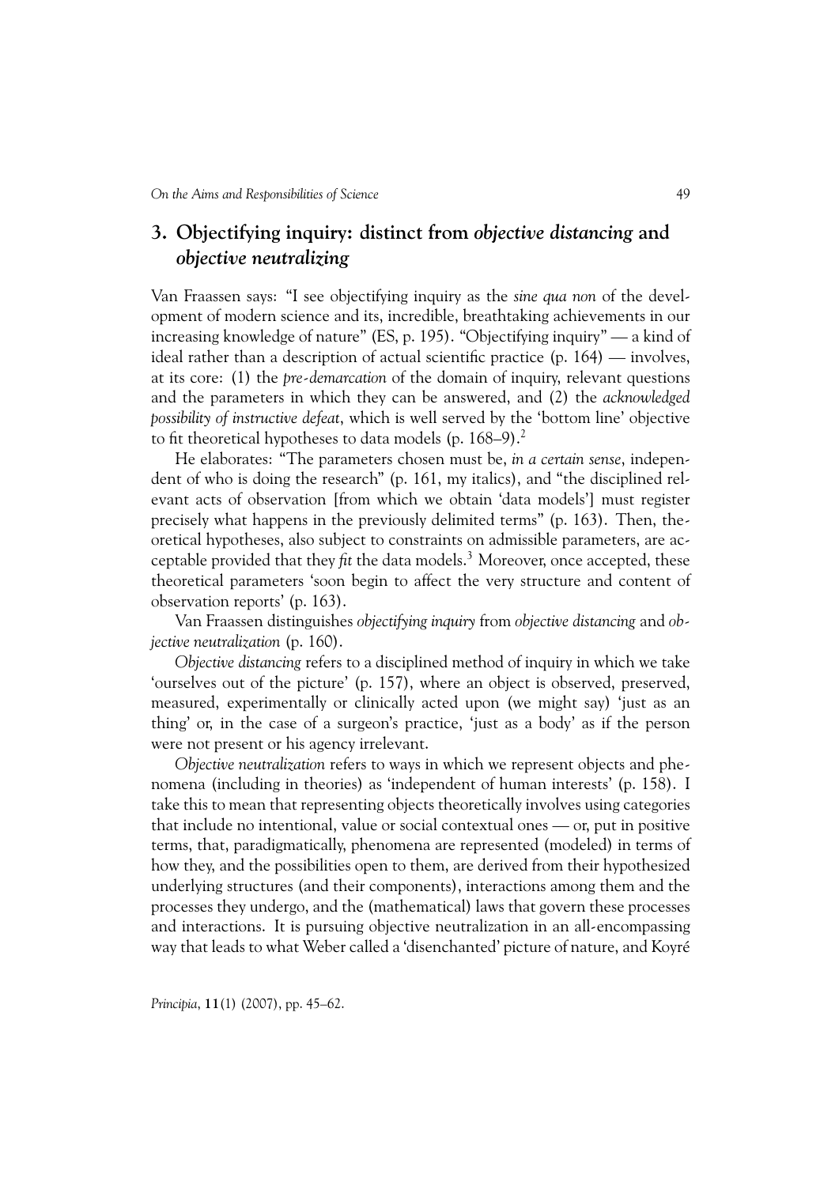## 3. Objectifying inquiry: distinct from *objective distancing* and *objective neutralizing*

Van Fraassen says: "I see objectifying inquiry as the *sine qua non* of the development of modern science and its, incredible, breathtaking achievements in our increasing knowledge of nature" (ES, p. 195). "Objectifying inquiry" — a kind of ideal rather than a description of actual scientific practice (p. 164) — involves, at its core: (1) the *pre-demarcation* of the domain of inquiry, relevant questions and the parameters in which they can be answered, and (2) the *acknowledged possibility of instructive defeat*, which is well served by the 'bottom line' objective to fit theoretical hypotheses to data models (p. 168–9).[2]

He elaborates: "The parameters chosen must be, *in a certain sense*, independent of who is doing the research" (p. 161, my italics), and "the disciplined relevant acts of observation [from which we obtain 'data models'] must register precisely what happens in the previously delimited terms" (p. 163). Then, theoretical hypotheses, also subject to constraints on admissible parameters, are acceptable provided that they *fit* the data models.[3] Moreover, once accepted, these theoretical parameters 'soon begin to affect the very structure and content of observation reports' (p. 163).

Van Fraassen distinguishes *objectifying inquiry* from *objective distancing* and *objective neutralization* (p. 160).

*Objective distancing* refers to a disciplined method of inquiry in which we take 'ourselves out of the picture' (p. 157), where an object is observed, preserved, measured, experimentally or clinically acted upon (we might say) 'just as an thing' or, in the case of a surgeon's practice, 'just as a body' as if the person were not present or his agency irrelevant.

*Objective neutralization* refers to ways in which we represent objects and phenomena (including in theories) as 'independent of human interests' (p. 158). I take this to mean that representing objects theoretically involves using categories that include no intentional, value or social contextual ones — or, put in positive terms, that, paradigmatically, phenomena are represented (modeled) in terms of how they, and the possibilities open to them, are derived from their hypothesized underlying structures (and their components), interactions among them and the processes they undergo, and the (mathematical) laws that govern these processes and interactions. It is pursuing objective neutralization in an all-encompassing way that leads to what Weber called a 'disenchanted' picture of nature, and Koyré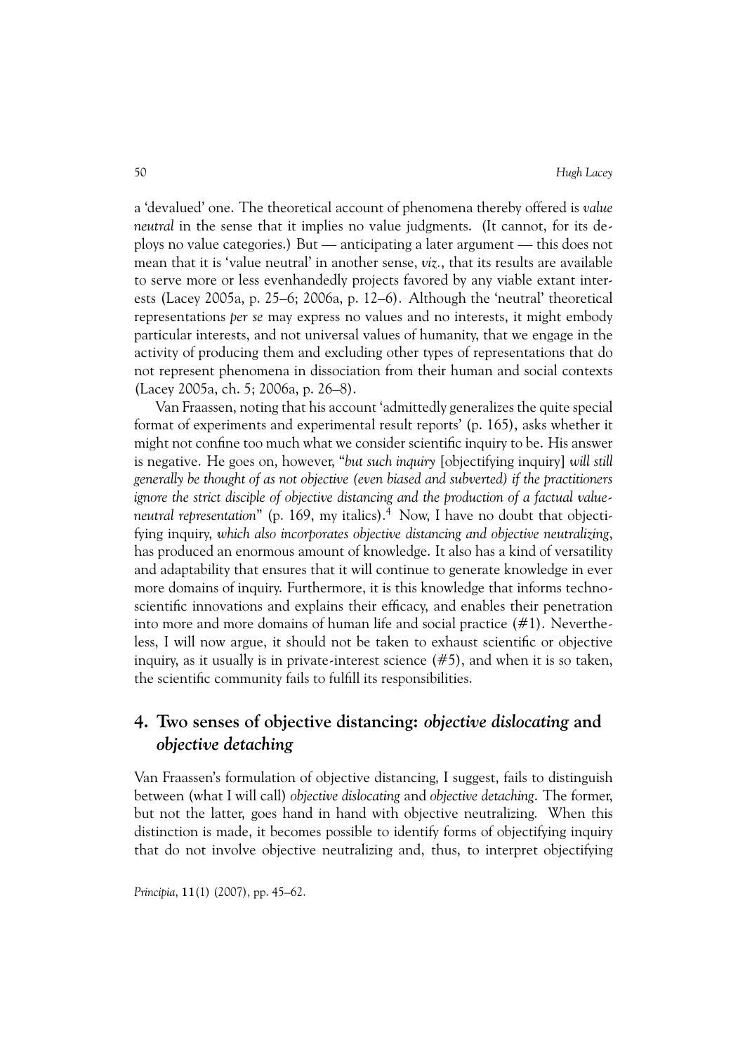a 'devalued' one. The theoretical account of phenomena thereby offered is *value neutral* in the sense that it implies no value judgments. (It cannot, for its deploys no value categories.) But — anticipating a later argument — this does not mean that it is 'value neutral' in another sense, *viz.*, that its results are available to serve more or less evenhandedly projects favored by any viable extant interests (Lacey 2005a, p. 25–6; 2006a, p. 12–6). Although the 'neutral' theoretical representations *per se* may express no values and no interests, it might embody particular interests, and not universal values of humanity, that we engage in the activity of producing them and excluding other types of representations that do not represent phenomena in dissociation from their human and social contexts (Lacey 2005a, ch. 5; 2006a, p. 26–8).

Van Fraassen, noting that his account 'admittedly generalizes the quite special format of experiments and experimental result reports' (p. 165), asks whether it might not confine too much what we consider scientific inquiry to be. His answer is negative. He goes on, however, "*but such inquiry* [objectifying inquiry] *will still generally be thought of as not objective (even biased and subverted) if the practitioners ignore the strict disciple of objective distancing and the production of a factual value-neutral representation*" (p. 169, my italics).[4] Now, I have no doubt that objectifying inquiry, *which also incorporates objective distancing and objective neutralizing*, has produced an enormous amount of knowledge. It also has a kind of versatility and adaptability that ensures that it will continue to generate knowledge in ever more domains of inquiry. Furthermore, it is this knowledge that informs techno-scientific innovations and explains their efficacy, and enables their penetration into more and more domains of human life and social practice (#1). Nevertheless, I will now argue, it should not be taken to exhaust scientific or objective inquiry, as it usually is in private-interest science (#5), and when it is so taken, the scientific community fails to fulfill its responsibilities.

## 4. Two senses of objective distancing: *objective dislocating* and *objective detaching*

Van Fraassen's formulation of objective distancing, I suggest, fails to distinguish between (what I will call) *objective dislocating* and *objective detaching*. The former, but not the latter, goes hand in hand with objective neutralizing. When this distinction is made, it becomes possible to identify forms of objectifying inquiry that do not involve objective neutralizing and, thus, to interpret objectifying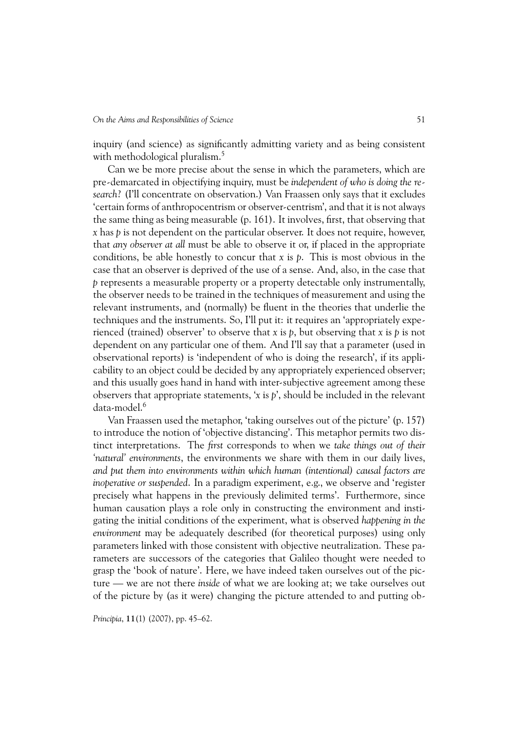inquiry (and science) as significantly admitting variety and as being consistent with methodological pluralism.[5]

Can we be more precise about the sense in which the parameters, which are pre-demarcated in objectifying inquiry, must be *independent of who is doing the research*? (I'll concentrate on observation.) Van Fraassen only says that it excludes 'certain forms of anthropocentrism or observer-centrism', and that it is not always the same thing as being measurable (p. 161). It involves, first, that observing that *x* has *p* is not dependent on the particular observer. It does not require, however, that *any observer at all* must be able to observe it or, if placed in the appropriate conditions, be able honestly to concur that *x* is *p*. This is most obvious in the case that an observer is deprived of the use of a sense. And, also, in the case that *p* represents a measurable property or a property detectable only instrumentally, the observer needs to be trained in the techniques of measurement and using the relevant instruments, and (normally) be fluent in the theories that underlie the techniques and the instruments. So, I'll put it: it requires an 'appropriately experienced (trained) observer' to observe that *x* is *p*, but observing that *x* is *p* is not dependent on any particular one of them. And I'll say that a parameter (used in observational reports) is 'independent of who is doing the research', if its applicability to an object could be decided by any appropriately experienced observer; and this usually goes hand in hand with inter-subjective agreement among these observers that appropriate statements, '*x* is *p*', should be included in the relevant data-model.[6]

Van Fraassen used the metaphor, 'taking ourselves out of the picture' (p. 157) to introduce the notion of 'objective distancing'. This metaphor permits two distinct interpretations. The *first* corresponds to when we *take things out of their 'natural' environments*, the environments we share with them in our daily lives, *and put them into environments within which human (intentional) causal factors are inoperative or suspended*. In a paradigm experiment, e.g., we observe and 'register precisely what happens in the previously delimited terms'. Furthermore, since human causation plays a role only in constructing the environment and instigating the initial conditions of the experiment, what is observed *happening in the environment* may be adequately described (for theoretical purposes) using only parameters linked with those consistent with objective neutralization. These parameters are successors of the categories that Galileo thought were needed to grasp the 'book of nature'. Here, we have indeed taken ourselves out of the picture — we are not there *inside* of what we are looking at; we take ourselves out of the picture by (as it were) changing the picture attended to and putting ob-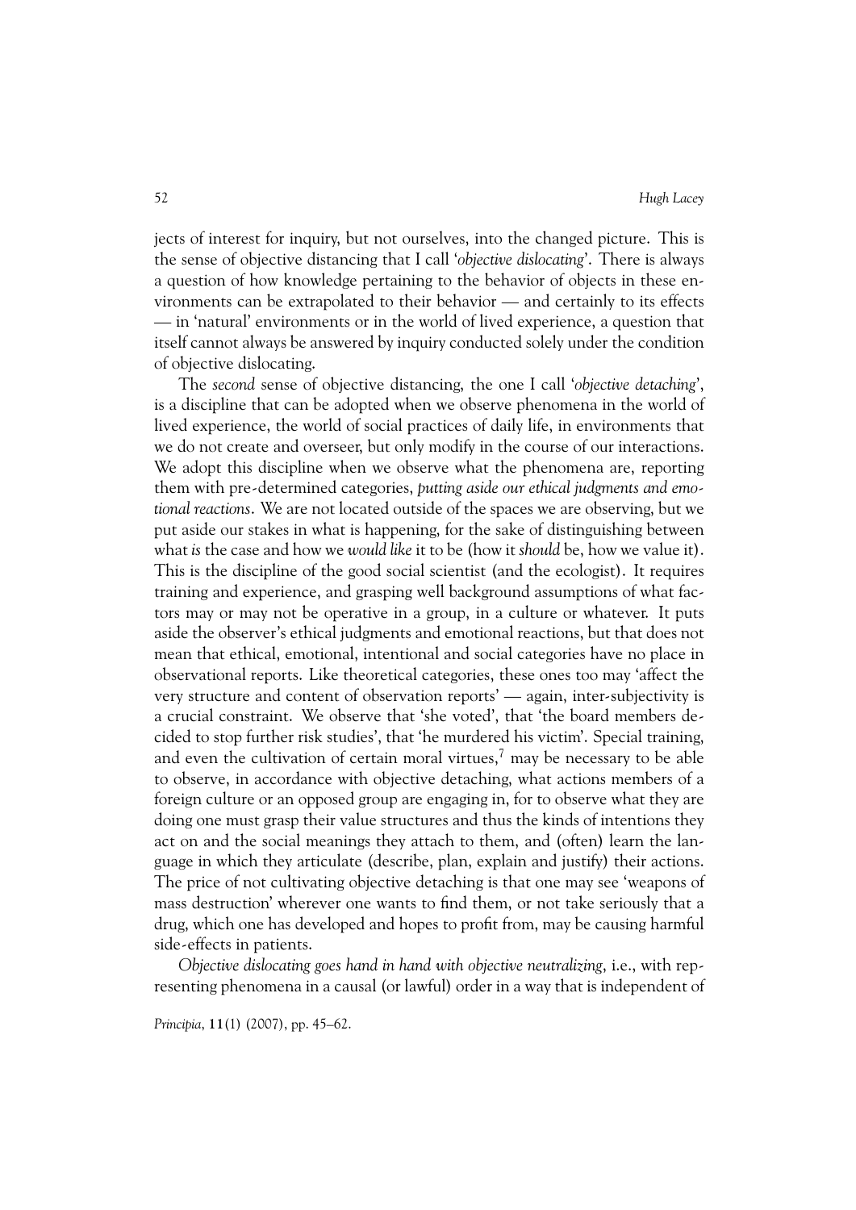jects of interest for inquiry, but not ourselves, into the changed picture. This is the sense of objective distancing that I call '*objective dislocating*'. There is always a question of how knowledge pertaining to the behavior of objects in these environments can be extrapolated to their behavior — and certainly to its effects — in 'natural' environments or in the world of lived experience, a question that itself cannot always be answered by inquiry conducted solely under the condition of objective dislocating.

The *second* sense of objective distancing, the one I call '*objective detaching*', is a discipline that can be adopted when we observe phenomena in the world of lived experience, the world of social practices of daily life, in environments that we do not create and overseer, but only modify in the course of our interactions. We adopt this discipline when we observe what the phenomena are, reporting them with pre-determined categories, *putting aside our ethical judgments and emotional reactions*. We are not located outside of the spaces we are observing, but we put aside our stakes in what is happening, for the sake of distinguishing between what *is* the case and how we *would like* it to be (how it *should* be, how we value it). This is the discipline of the good social scientist (and the ecologist). It requires training and experience, and grasping well background assumptions of what factors may or may not be operative in a group, in a culture or whatever. It puts aside the observer's ethical judgments and emotional reactions, but that does not mean that ethical, emotional, intentional and social categories have no place in observational reports. Like theoretical categories, these ones too may 'affect the very structure and content of observation reports' — again, inter-subjectivity is a crucial constraint. We observe that 'she voted', that 'the board members decided to stop further risk studies', that 'he murdered his victim'. Special training, and even the cultivation of certain moral virtues,[7] may be necessary to be able to observe, in accordance with objective detaching, what actions members of a foreign culture or an opposed group are engaging in, for to observe what they are doing one must grasp their value structures and thus the kinds of intentions they act on and the social meanings they attach to them, and (often) learn the language in which they articulate (describe, plan, explain and justify) their actions. The price of not cultivating objective detaching is that one may see 'weapons of mass destruction' wherever one wants to find them, or not take seriously that a drug, which one has developed and hopes to profit from, may be causing harmful side-effects in patients.

*Objective dislocating goes hand in hand with objective neutralizing*, i.e., with representing phenomena in a causal (or lawful) order in a way that is independent of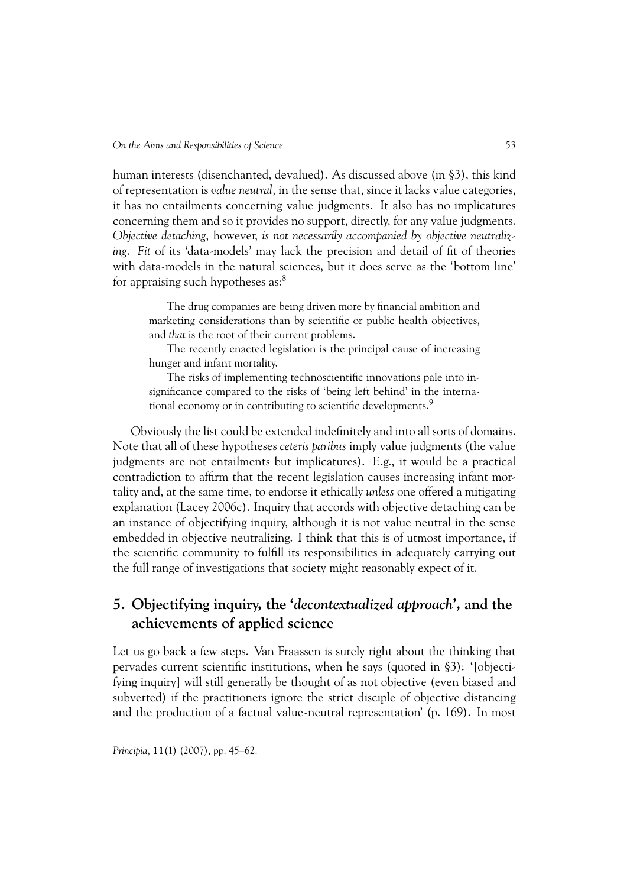human interests (disenchanted, devalued). As discussed above (in §3), this kind of representation is *value neutral*, in the sense that, since it lacks value categories, it has no entailments concerning value judgments. It also has no implicatures concerning them and so it provides no support, directly, for any value judgments. *Objective detaching*, however, *is not necessarily accompanied by objective neutralizing*. *Fit* of its 'data-models' may lack the precision and detail of fit of theories with data-models in the natural sciences, but it does serve as the 'bottom line' for appraising such hypotheses as:[8]

> The drug companies are being driven more by financial ambition and marketing considerations than by scientific or public health objectives, and *that* is the root of their current problems.
>
> The recently enacted legislation is the principal cause of increasing hunger and infant mortality.
>
> The risks of implementing technoscientific innovations pale into insignificance compared to the risks of 'being left behind' in the international economy or in contributing to scientific developments.[9]

Obviously the list could be extended indefinitely and into all sorts of domains. Note that all of these hypotheses *ceteris paribus* imply value judgments (the value judgments are not entailments but implicatures). E.g., it would be a practical contradiction to affirm that the recent legislation causes increasing infant mortality and, at the same time, to endorse it ethically *unless* one offered a mitigating explanation (Lacey 2006c). Inquiry that accords with objective detaching can be an instance of objectifying inquiry, although it is not value neutral in the sense embedded in objective neutralizing. I think that this is of utmost importance, if the scientific community to fulfill its responsibilities in adequately carrying out the full range of investigations that society might reasonably expect of it.

## 5. Objectifying inquiry, the '*decontextualized approach*', and the achievements of applied science

Let us go back a few steps. Van Fraassen is surely right about the thinking that pervades current scientific institutions, when he says (quoted in §3): '[objectifying inquiry] will still generally be thought of as not objective (even biased and subverted) if the practitioners ignore the strict disciple of objective distancing and the production of a factual value-neutral representation' (p. 169). In most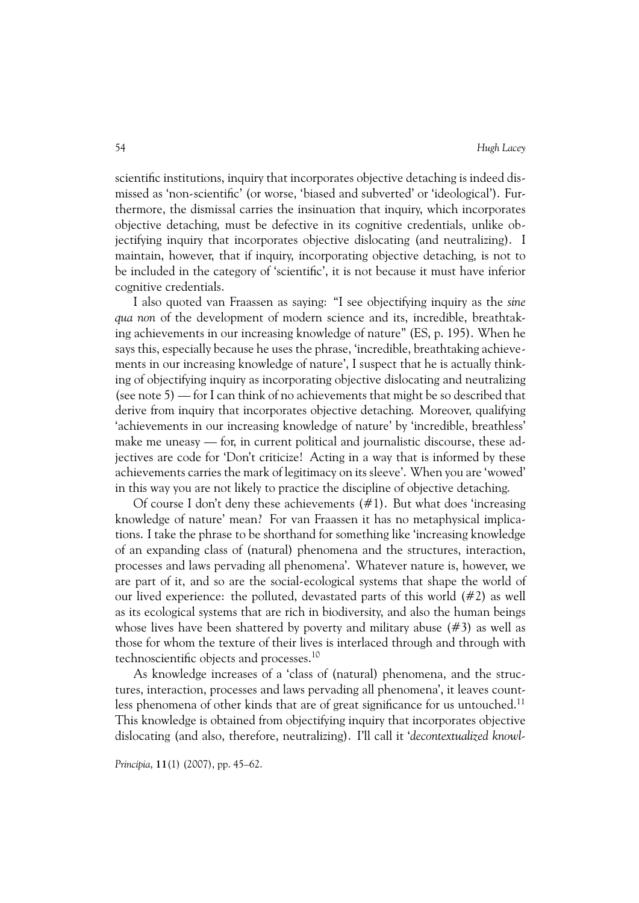scientific institutions, inquiry that incorporates objective detaching is indeed dismissed as 'non-scientific' (or worse, 'biased and subverted' or 'ideological'). Furthermore, the dismissal carries the insinuation that inquiry, which incorporates objective detaching, must be defective in its cognitive credentials, unlike objectifying inquiry that incorporates objective dislocating (and neutralizing). I maintain, however, that if inquiry, incorporating objective detaching, is not to be included in the category of 'scientific', it is not because it must have inferior cognitive credentials.

I also quoted van Fraassen as saying: "I see objectifying inquiry as the *sine qua non* of the development of modern science and its, incredible, breathtaking achievements in our increasing knowledge of nature" (ES, p. 195). When he says this, especially because he uses the phrase, 'incredible, breathtaking achievements in our increasing knowledge of nature', I suspect that he is actually thinking of objectifying inquiry as incorporating objective dislocating and neutralizing (see note 5) — for I can think of no achievements that might be so described that derive from inquiry that incorporates objective detaching. Moreover, qualifying 'achievements in our increasing knowledge of nature' by 'incredible, breathless' make me uneasy — for, in current political and journalistic discourse, these adjectives are code for 'Don't criticize! Acting in a way that is informed by these achievements carries the mark of legitimacy on its sleeve'. When you are 'wowed' in this way you are not likely to practice the discipline of objective detaching.

Of course I don't deny these achievements (#1). But what does 'increasing knowledge of nature' mean? For van Fraassen it has no metaphysical implications. I take the phrase to be shorthand for something like 'increasing knowledge of an expanding class of (natural) phenomena and the structures, interaction, processes and laws pervading all phenomena'. Whatever nature is, however, we are part of it, and so are the social-ecological systems that shape the world of our lived experience: the polluted, devastated parts of this world (#2) as well as its ecological systems that are rich in biodiversity, and also the human beings whose lives have been shattered by poverty and military abuse (#3) as well as those for whom the texture of their lives is interlaced through and through with technoscientific objects and processes.[10]

As knowledge increases of a 'class of (natural) phenomena, and the structures, interaction, processes and laws pervading all phenomena', it leaves countless phenomena of other kinds that are of great significance for us untouched.[11] This knowledge is obtained from objectifying inquiry that incorporates objective dislocating (and also, therefore, neutralizing). I'll call it '*decontextualized knowl-*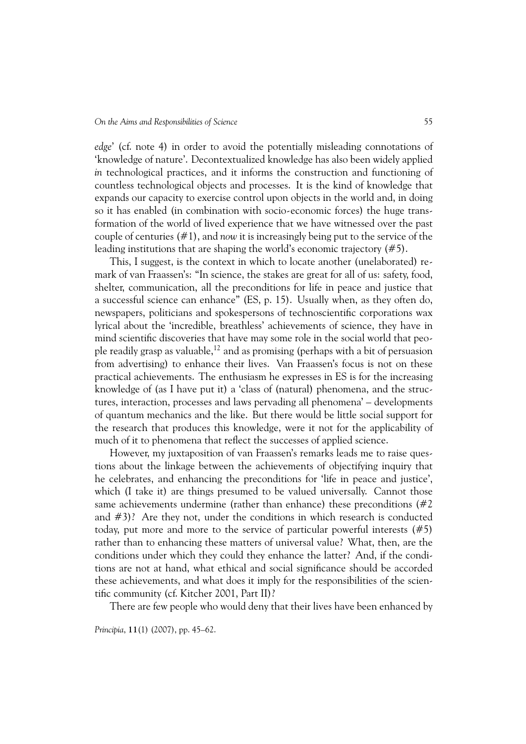*edge*' (cf. note 4) in order to avoid the potentially misleading connotations of 'knowledge of nature'. Decontextualized knowledge has also been widely applied *in* technological practices, and it informs the construction and functioning of countless technological objects and processes. It is the kind of knowledge that expands our capacity to exercise control upon objects in the world and, in doing so it has enabled (in combination with socio-economic forces) the huge transformation of the world of lived experience that we have witnessed over the past couple of centuries (#1), and *now* it is increasingly being put to the service of the leading institutions that are shaping the world's economic trajectory (#5).

This, I suggest, is the context in which to locate another (unelaborated) remark of van Fraassen's: "In science, the stakes are great for all of us: safety, food, shelter, communication, all the preconditions for life in peace and justice that a successful science can enhance" (ES, p. 15). Usually when, as they often do, newspapers, politicians and spokespersons of technoscientific corporations wax lyrical about the 'incredible, breathless' achievements of science, they have in mind scientific discoveries that have may some role in the social world that people readily grasp as valuable,[12] and as promising (perhaps with a bit of persuasion from advertising) to enhance their lives. Van Fraassen's focus is not on these practical achievements. The enthusiasm he expresses in ES is for the increasing knowledge of (as I have put it) a 'class of (natural) phenomena, and the structures, interaction, processes and laws pervading all phenomena' – developments of quantum mechanics and the like. But there would be little social support for the research that produces this knowledge, were it not for the applicability of much of it to phenomena that reflect the successes of applied science.

However, my juxtaposition of van Fraassen's remarks leads me to raise questions about the linkage between the achievements of objectifying inquiry that he celebrates, and enhancing the preconditions for 'life in peace and justice', which (I take it) are things presumed to be valued universally. Cannot those same achievements undermine (rather than enhance) these preconditions (#2 and #3)? Are they not, under the conditions in which research is conducted today, put more and more to the service of particular powerful interests (#5) rather than to enhancing these matters of universal value? What, then, are the conditions under which they could they enhance the latter? And, if the conditions are not at hand, what ethical and social significance should be accorded these achievements, and what does it imply for the responsibilities of the scientific community (cf. Kitcher 2001, Part II)?

There are few people who would deny that their lives have been enhanced by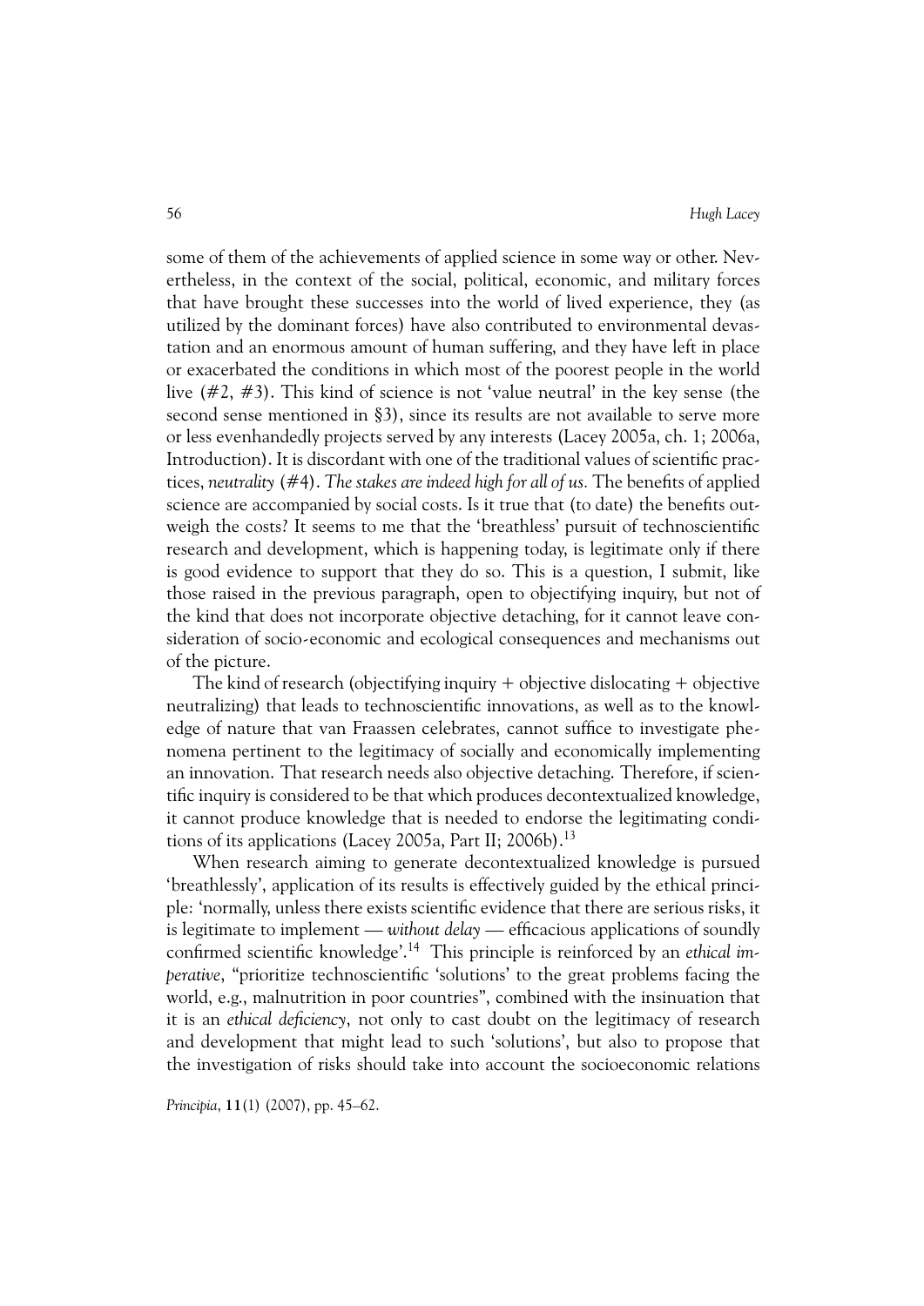some of them of the achievements of applied science in some way or other. Nevertheless, in the context of the social, political, economic, and military forces that have brought these successes into the world of lived experience, they (as utilized by the dominant forces) have also contributed to environmental devastation and an enormous amount of human suffering, and they have left in place or exacerbated the conditions in which most of the poorest people in the world live (#2, #3). This kind of science is not 'value neutral' in the key sense (the second sense mentioned in §3), since its results are not available to serve more or less evenhandedly projects served by any interests (Lacey 2005a, ch. 1; 2006a, Introduction). It is discordant with one of the traditional values of scientific practices, *neutrality* (#4). *The stakes are indeed high for all of us.* The benefits of applied science are accompanied by social costs. Is it true that (to date) the benefits outweigh the costs? It seems to me that the 'breathless' pursuit of technoscientific research and development, which is happening today, is legitimate only if there is good evidence to support that they do so. This is a question, I submit, like those raised in the previous paragraph, open to objectifying inquiry, but not of the kind that does not incorporate objective detaching, for it cannot leave consideration of socio-economic and ecological consequences and mechanisms out of the picture.

The kind of research (objectifying inquiry + objective dislocating + objective neutralizing) that leads to technoscientific innovations, as well as to the knowledge of nature that van Fraassen celebrates, cannot suffice to investigate phenomena pertinent to the legitimacy of socially and economically implementing an innovation. That research needs also objective detaching. Therefore, if scientific inquiry is considered to be that which produces decontextualized knowledge, it cannot produce knowledge that is needed to endorse the legitimating conditions of its applications (Lacey 2005a, Part II; 2006b).[13]

When research aiming to generate decontextualized knowledge is pursued 'breathlessly', application of its results is effectively guided by the ethical principle: 'normally, unless there exists scientific evidence that there are serious risks, it is legitimate to implement — *without delay* — efficacious applications of soundly confirmed scientific knowledge'.[14] This principle is reinforced by an *ethical imperative*, "prioritize technoscientific 'solutions' to the great problems facing the world, e.g., malnutrition in poor countries", combined with the insinuation that it is an *ethical deficiency*, not only to cast doubt on the legitimacy of research and development that might lead to such 'solutions', but also to propose that the investigation of risks should take into account the socioeconomic relations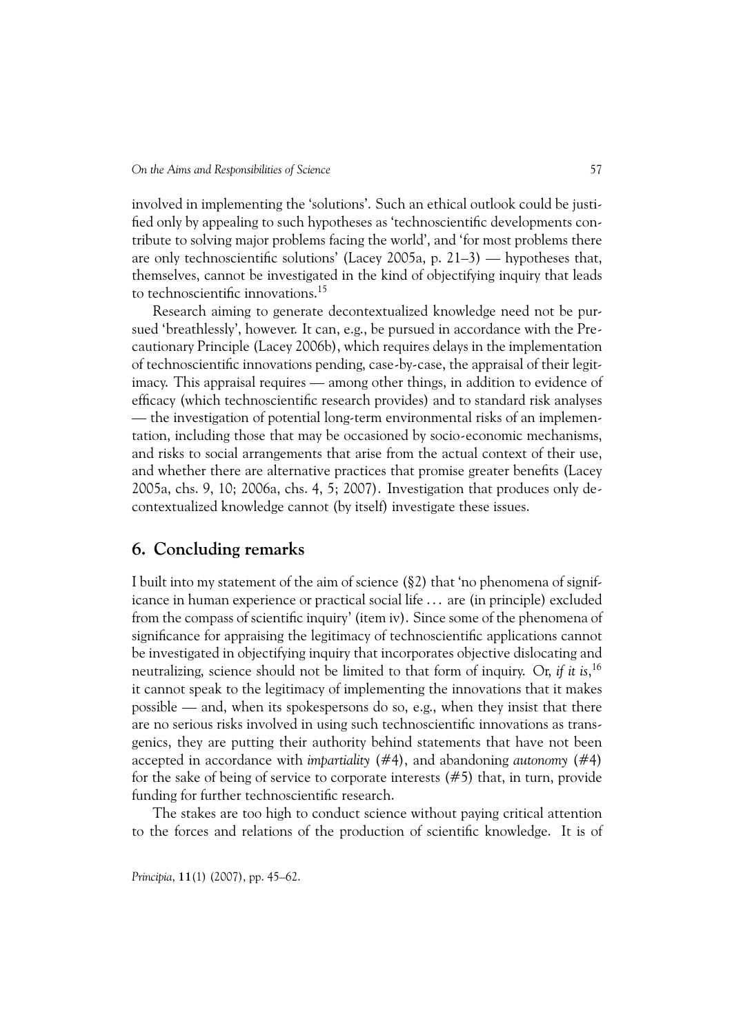involved in implementing the 'solutions'. Such an ethical outlook could be justified only by appealing to such hypotheses as 'technoscientific developments contribute to solving major problems facing the world', and 'for most problems there are only technoscientific solutions' (Lacey 2005a, p. 21–3) — hypotheses that, themselves, cannot be investigated in the kind of objectifying inquiry that leads to technoscientific innovations.[15]

Research aiming to generate decontextualized knowledge need not be pursued 'breathlessly', however. It can, e.g., be pursued in accordance with the Precautionary Principle (Lacey 2006b), which requires delays in the implementation of technoscientific innovations pending, case-by-case, the appraisal of their legitimacy. This appraisal requires — among other things, in addition to evidence of efficacy (which technoscientific research provides) and to standard risk analyses — the investigation of potential long-term environmental risks of an implementation, including those that may be occasioned by socio-economic mechanisms, and risks to social arrangements that arise from the actual context of their use, and whether there are alternative practices that promise greater benefits (Lacey 2005a, chs. 9, 10; 2006a, chs. 4, 5; 2007). Investigation that produces only decontextualized knowledge cannot (by itself) investigate these issues.

## 6. Concluding remarks

I built into my statement of the aim of science (§2) that 'no phenomena of significance in human experience or practical social life … are (in principle) excluded from the compass of scientific inquiry' (item iv). Since some of the phenomena of significance for appraising the legitimacy of technoscientific applications cannot be investigated in objectifying inquiry that incorporates objective dislocating and neutralizing, science should not be limited to that form of inquiry. Or, *if it is*,[16] it cannot speak to the legitimacy of implementing the innovations that it makes possible — and, when its spokespersons do so, e.g., when they insist that there are no serious risks involved in using such technoscientific innovations as transgenics, they are putting their authority behind statements that have not been accepted in accordance with *impartiality* (#4), and abandoning *autonomy* (#4) for the sake of being of service to corporate interests (#5) that, in turn, provide funding for further technoscientific research.

The stakes are too high to conduct science without paying critical attention to the forces and relations of the production of scientific knowledge. It is of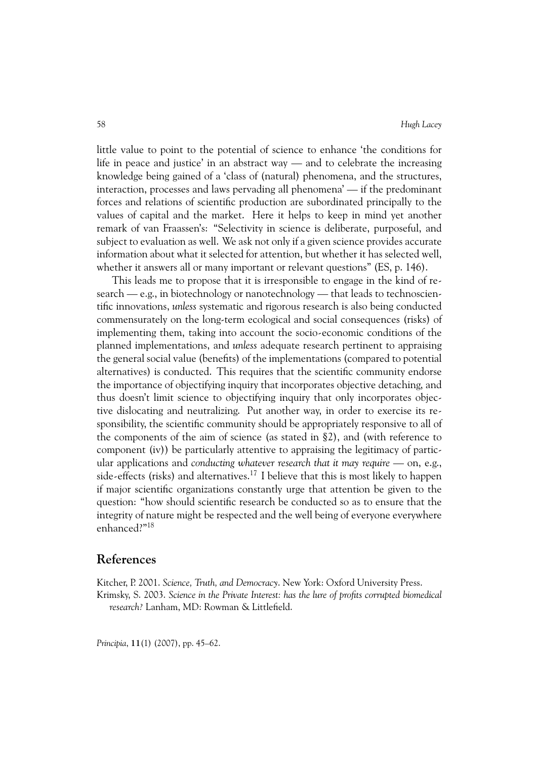little value to point to the potential of science to enhance 'the conditions for life in peace and justice' in an abstract way — and to celebrate the increasing knowledge being gained of a 'class of (natural) phenomena, and the structures, interaction, processes and laws pervading all phenomena' — if the predominant forces and relations of scientific production are subordinated principally to the values of capital and the market. Here it helps to keep in mind yet another remark of van Fraassen's: "Selectivity in science is deliberate, purposeful, and subject to evaluation as well. We ask not only if a given science provides accurate information about what it selected for attention, but whether it has selected well, whether it answers all or many important or relevant questions" (ES, p. 146).

This leads me to propose that it is irresponsible to engage in the kind of research — e.g., in biotechnology or nanotechnology — that leads to technoscientific innovations, *unless* systematic and rigorous research is also being conducted commensurately on the long-term ecological and social consequences (risks) of implementing them, taking into account the socio-economic conditions of the planned implementations, and *unless* adequate research pertinent to appraising the general social value (benefits) of the implementations (compared to potential alternatives) is conducted. This requires that the scientific community endorse the importance of objectifying inquiry that incorporates objective detaching, and thus doesn't limit science to objectifying inquiry that only incorporates objective dislocating and neutralizing. Put another way, in order to exercise its responsibility, the scientific community should be appropriately responsive to all of the components of the aim of science (as stated in §2), and (with reference to component (iv)) be particularly attentive to appraising the legitimacy of particular applications and *conducting whatever research that it may require* — on, e.g., side-effects (risks) and alternatives.[17] I believe that this is most likely to happen if major scientific organizations constantly urge that attention be given to the question: "how should scientific research be conducted so as to ensure that the integrity of nature might be respected and the well being of everyone everywhere enhanced?"[18]

## References

Kitcher, P. 2001. *Science, Truth, and Democracy*. New York: Oxford University Press.

Krimsky, S. 2003. *Science in the Private Interest: has the lure of profits corrupted biomedical research?* Lanham, MD: Rowman & Littlefield.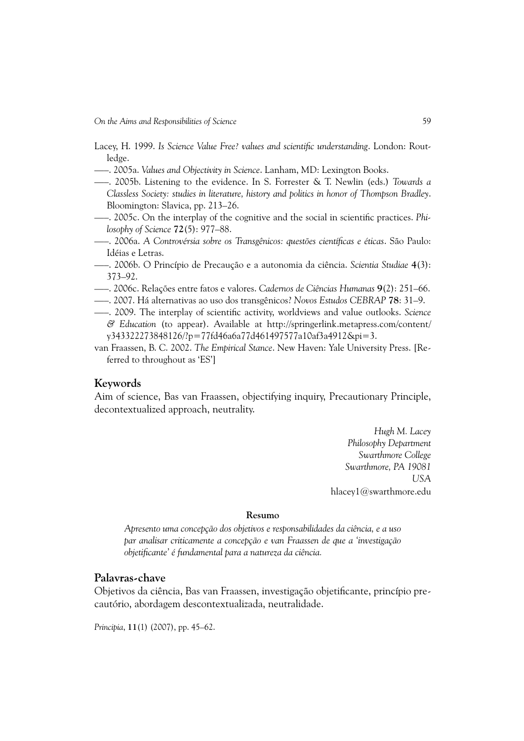Lacey, H. 1999. *Is Science Value Free? values and scientific understanding*. London: Routledge.

——. 2005a. *Values and Objectivity in Science*. Lanham, MD: Lexington Books.

——. 2005b. Listening to the evidence. In S. Forrester & T. Newlin (eds.) *Towards a Classless Society: studies in literature, history and politics in honor of Thompson Bradley*. Bloomington: Slavica, pp. 213–26.

——. 2005c. On the interplay of the cognitive and the social in scientific practices. *Philosophy of Science* **72**(5): 977–88.

——. 2006a. *A Controvérsia sobre os Transgênicos: questões científicas e éticas*. São Paulo: Idéias e Letras.

——. 2006b. O Princípio de Precaução e a autonomia da ciência. *Scientia Studiae* **4**(3): 373–92.

——. 2006c. Relações entre fatos e valores. *Cadernos de Ciências Humanas* **9**(2): 251–66.

——. 2007. Há alternativas ao uso dos transgênicos? *Novos Estudos CEBRAP* **78**: 31–9.

——. 2009. The interplay of scientific activity, worldviews and value outlooks. *Science & Education* (to appear). Available at http://springerlink.metapress.com/content/y343322273848126/?p=77fd46a6a77d461497577a10af3a4912&pi=3.

van Fraassen, B. C. 2002. *The Empirical Stance*. New Haven: Yale University Press. [Referred to throughout as 'ES']

## Keywords

Aim of science, Bas van Fraassen, objectifying inquiry, Precautionary Principle, decontextualized approach, neutrality.

*Hugh M. Lacey*
*Philosophy Department*
*Swarthmore College*
*Swarthmore, PA 19081*
*USA*
hlacey1@swarthmore.edu

**Resumo**

*Apresento uma concepção dos objetivos e responsabilidades da ciência, e a uso par analisar criticamente a concepção e van Fraassen de que a 'investigação objetificante' é fundamental para a natureza da ciência.*

## Palavras-chave

Objetivos da ciência, Bas van Fraassen, investigação objetificante, princípio precautório, abordagem descontextualizada, neutralidade.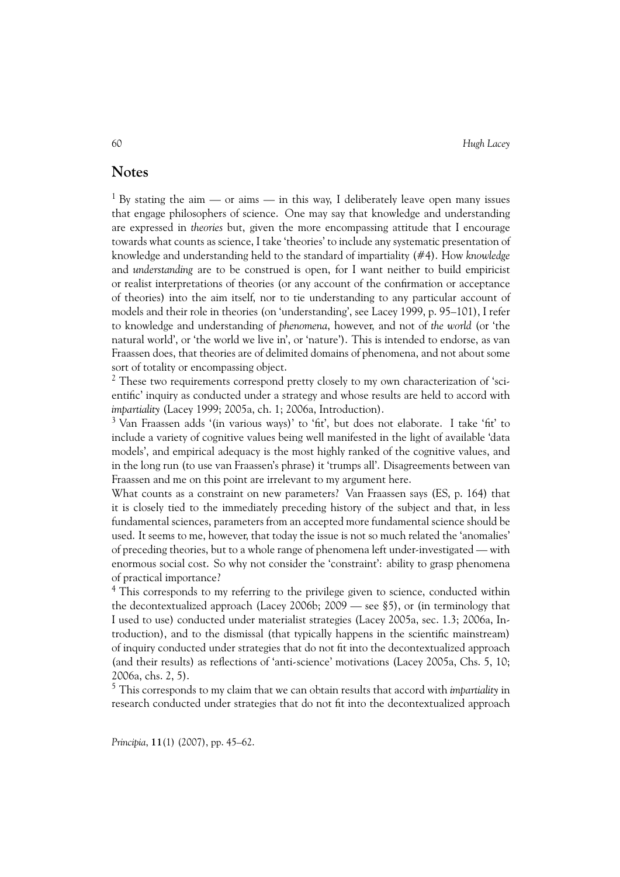## Notes

[1] By stating the aim — or aims — in this way, I deliberately leave open many issues that engage philosophers of science. One may say that knowledge and understanding are expressed in *theories* but, given the more encompassing attitude that I encourage towards what counts as science, I take 'theories' to include any systematic presentation of knowledge and understanding held to the standard of impartiality (#4). How *knowledge* and *understanding* are to be construed is open, for I want neither to build empiricist or realist interpretations of theories (or any account of the confirmation or acceptance of theories) into the aim itself, nor to tie understanding to any particular account of models and their role in theories (on 'understanding', see Lacey 1999, p. 95–101), I refer to knowledge and understanding of *phenomena*, however, and not of *the world* (or 'the natural world', or 'the world we live in', or 'nature'). This is intended to endorse, as van Fraassen does, that theories are of delimited domains of phenomena, and not about some sort of totality or encompassing object.

[2] These two requirements correspond pretty closely to my own characterization of 'scientific' inquiry as conducted under a strategy and whose results are held to accord with *impartiality* (Lacey 1999; 2005a, ch. 1; 2006a, Introduction).

[3] Van Fraassen adds '(in various ways)' to 'fit', but does not elaborate. I take 'fit' to include a variety of cognitive values being well manifested in the light of available 'data models', and empirical adequacy is the most highly ranked of the cognitive values, and in the long run (to use van Fraassen's phrase) it 'trumps all'. Disagreements between van Fraassen and me on this point are irrelevant to my argument here.

What counts as a constraint on new parameters? Van Fraassen says (ES, p. 164) that it is closely tied to the immediately preceding history of the subject and that, in less fundamental sciences, parameters from an accepted more fundamental science should be used. It seems to me, however, that today the issue is not so much related the 'anomalies' of preceding theories, but to a whole range of phenomena left under-investigated — with enormous social cost. So why not consider the 'constraint': ability to grasp phenomena of practical importance?

[4] This corresponds to my referring to the privilege given to science, conducted within the decontextualized approach (Lacey 2006b; 2009 — see §5), or (in terminology that I used to use) conducted under materialist strategies (Lacey 2005a, sec. 1.3; 2006a, Introduction), and to the dismissal (that typically happens in the scientific mainstream) of inquiry conducted under strategies that do not fit into the decontextualized approach (and their results) as reflections of 'anti-science' motivations (Lacey 2005a, Chs. 5, 10; 2006a, chs. 2, 5).

[5] This corresponds to my claim that we can obtain results that accord with *impartiality* in research conducted under strategies that do not fit into the decontextualized approach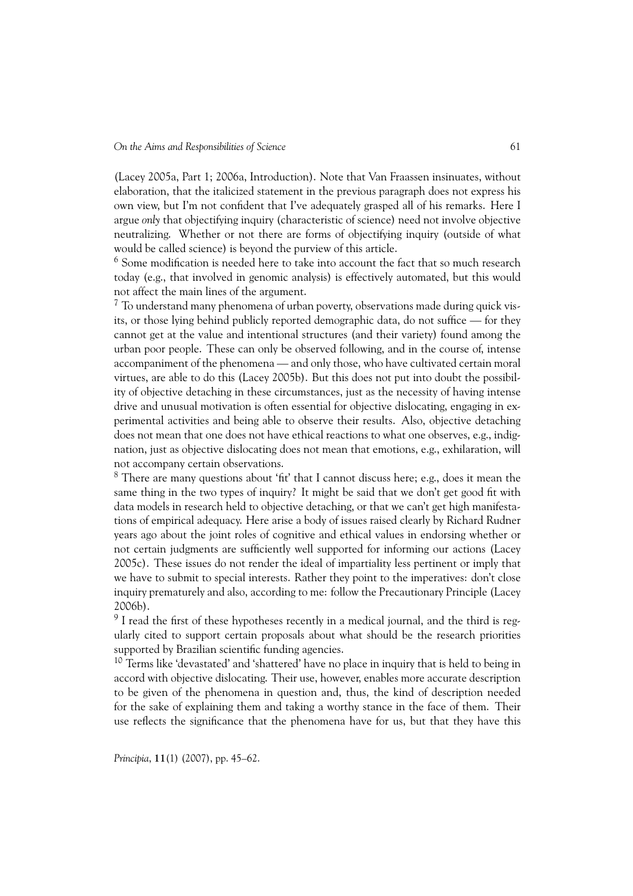(Lacey 2005a, Part 1; 2006a, Introduction). Note that Van Fraassen insinuates, without elaboration, that the italicized statement in the previous paragraph does not express his own view, but I'm not confident that I've adequately grasped all of his remarks. Here I argue *only* that objectifying inquiry (characteristic of science) need not involve objective neutralizing. Whether or not there are forms of objectifying inquiry (outside of what would be called science) is beyond the purview of this article.

[6] Some modification is needed here to take into account the fact that so much research today (e.g., that involved in genomic analysis) is effectively automated, but this would not affect the main lines of the argument.

[7] To understand many phenomena of urban poverty, observations made during quick visits, or those lying behind publicly reported demographic data, do not suffice — for they cannot get at the value and intentional structures (and their variety) found among the urban poor people. These can only be observed following, and in the course of, intense accompaniment of the phenomena — and only those, who have cultivated certain moral virtues, are able to do this (Lacey 2005b). But this does not put into doubt the possibility of objective detaching in these circumstances, just as the necessity of having intense drive and unusual motivation is often essential for objective dislocating, engaging in experimental activities and being able to observe their results. Also, objective detaching does not mean that one does not have ethical reactions to what one observes, e.g., indignation, just as objective dislocating does not mean that emotions, e.g., exhilaration, will not accompany certain observations.

[8] There are many questions about 'fit' that I cannot discuss here; e.g., does it mean the same thing in the two types of inquiry? It might be said that we don't get good fit with data models in research held to objective detaching, or that we can't get high manifestations of empirical adequacy. Here arise a body of issues raised clearly by Richard Rudner years ago about the joint roles of cognitive and ethical values in endorsing whether or not certain judgments are sufficiently well supported for informing our actions (Lacey 2005c). These issues do not render the ideal of impartiality less pertinent or imply that we have to submit to special interests. Rather they point to the imperatives: don't close inquiry prematurely and also, according to me: follow the Precautionary Principle (Lacey 2006b).

[9] I read the first of these hypotheses recently in a medical journal, and the third is regularly cited to support certain proposals about what should be the research priorities supported by Brazilian scientific funding agencies.

[10] Terms like 'devastated' and 'shattered' have no place in inquiry that is held to being in accord with objective dislocating. Their use, however, enables more accurate description to be given of the phenomena in question and, thus, the kind of description needed for the sake of explaining them and taking a worthy stance in the face of them. Their use reflects the significance that the phenomena have for us, but that they have this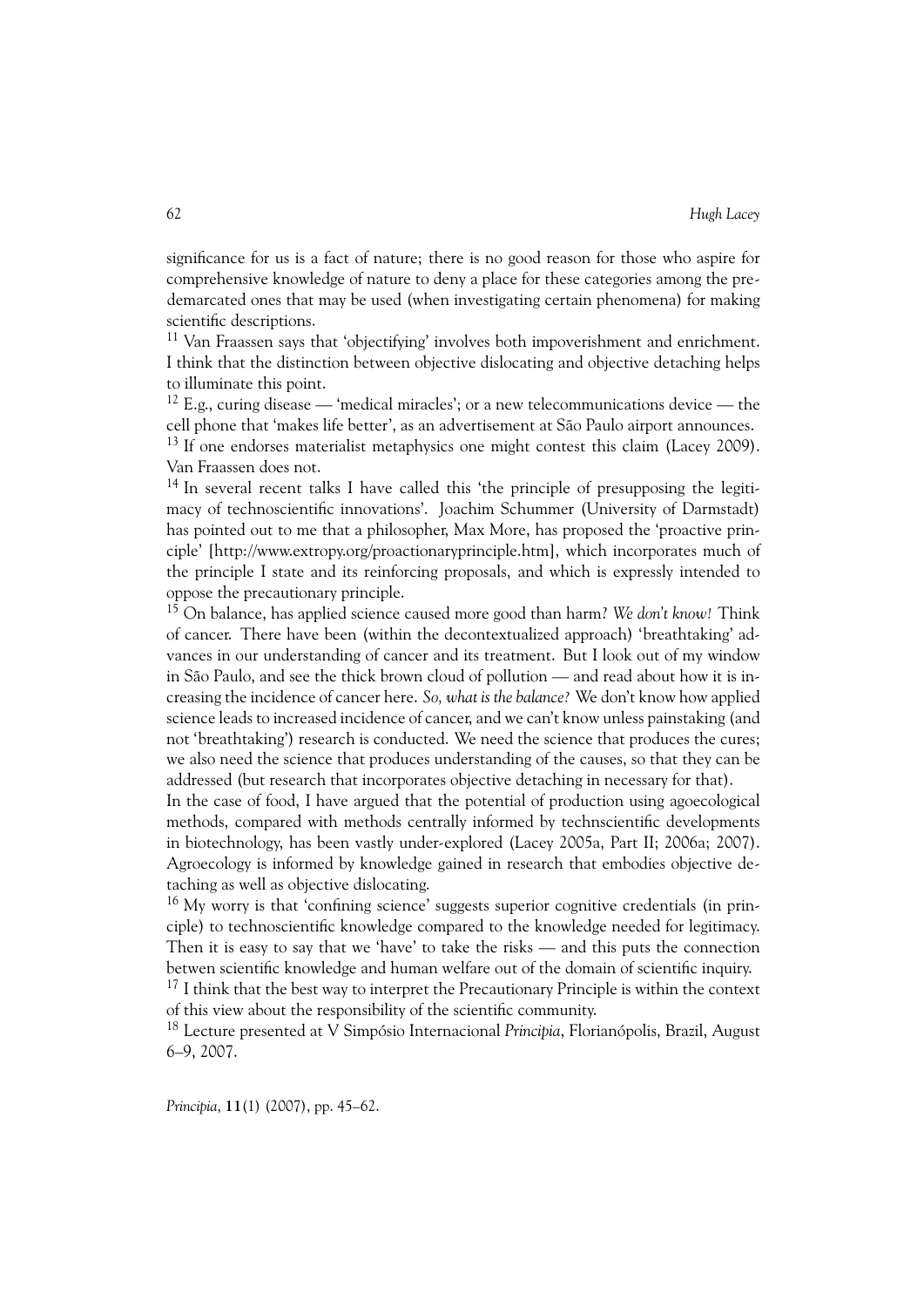significance for us is a fact of nature; there is no good reason for those who aspire for comprehensive knowledge of nature to deny a place for these categories among the pre-demarcated ones that may be used (when investigating certain phenomena) for making scientific descriptions.

[11] Van Fraassen says that 'objectifying' involves both impoverishment and enrichment. I think that the distinction between objective dislocating and objective detaching helps to illuminate this point.

[12] E.g., curing disease — 'medical miracles'; or a new telecommunications device — the cell phone that 'makes life better', as an advertisement at São Paulo airport announces.

[13] If one endorses materialist metaphysics one might contest this claim (Lacey 2009). Van Fraassen does not.

[14] In several recent talks I have called this 'the principle of presupposing the legitimacy of technoscientific innovations'. Joachim Schummer (University of Darmstadt) has pointed out to me that a philosopher, Max More, has proposed the 'proactive principle' [http://www.extropy.org/proactionaryprinciple.htm], which incorporates much of the principle I state and its reinforcing proposals, and which is expressly intended to oppose the precautionary principle.

[15] On balance, has applied science caused more good than harm? *We don't know!* Think of cancer. There have been (within the decontextualized approach) 'breathtaking' advances in our understanding of cancer and its treatment. But I look out of my window in São Paulo, and see the thick brown cloud of pollution — and read about how it is increasing the incidence of cancer here. *So, what is the balance?* We don't know how applied science leads to increased incidence of cancer, and we can't know unless painstaking (and not 'breathtaking') research is conducted. We need the science that produces the cures; we also need the science that produces understanding of the causes, so that they can be addressed (but research that incorporates objective detaching in necessary for that).

In the case of food, I have argued that the potential of production using agoecological methods, compared with methods centrally informed by technscientific developments in biotechnology, has been vastly under-explored (Lacey 2005a, Part II; 2006a; 2007). Agroecology is informed by knowledge gained in research that embodies objective detaching as well as objective dislocating.

[16] My worry is that 'confining science' suggests superior cognitive credentials (in principle) to technoscientific knowledge compared to the knowledge needed for legitimacy. Then it is easy to say that we 'have' to take the risks — and this puts the connection betwen scientific knowledge and human welfare out of the domain of scientific inquiry.

[17] I think that the best way to interpret the Precautionary Principle is within the context of this view about the responsibility of the scientific community.

[18] Lecture presented at V Simpósio Internacional *Principia*, Florianópolis, Brazil, August 6–9, 2007.